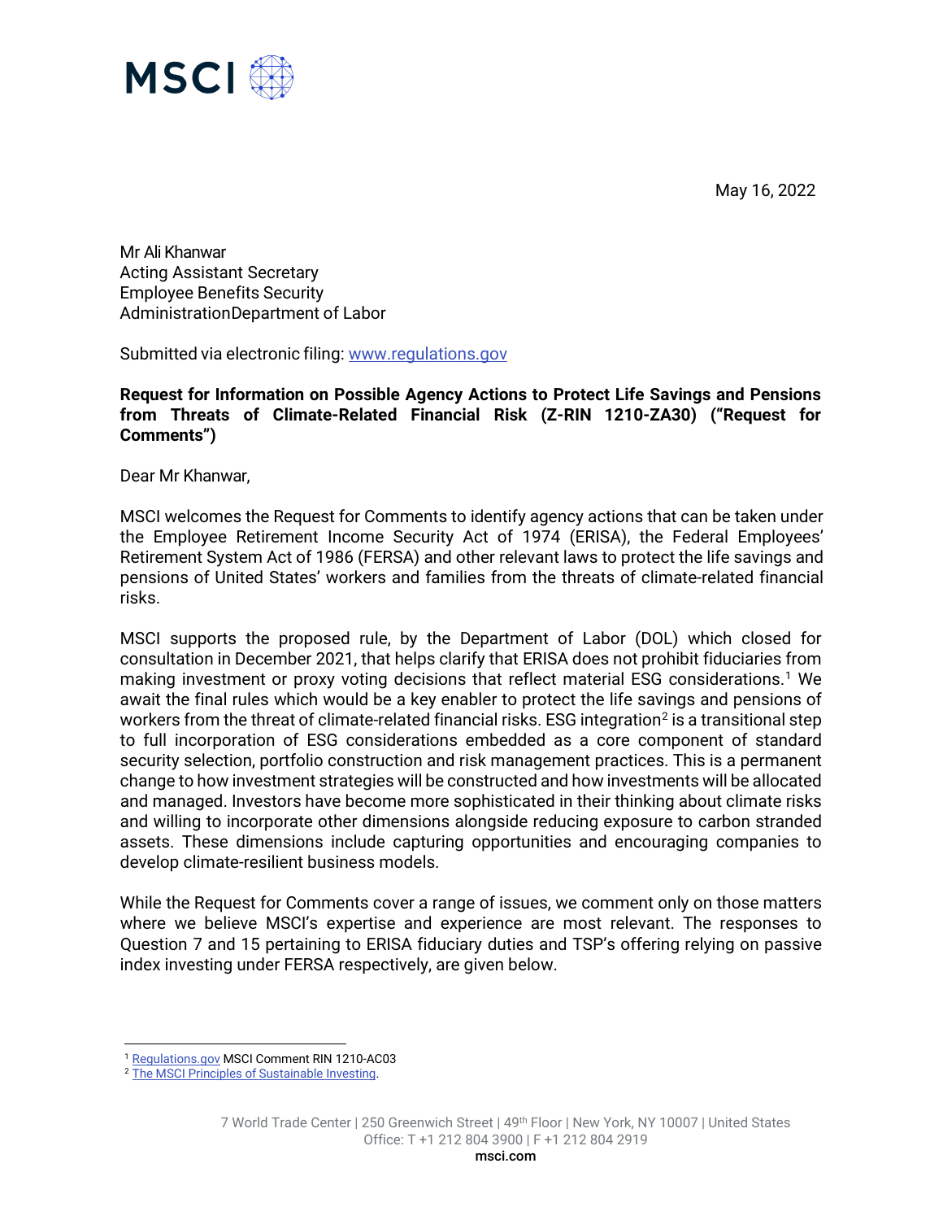May 16, 2022

Mr Ali Khanwar
Acting Assistant Secretary
Employee Benefits Security
AdministrationDepartment of Labor

Submitted via electronic filing: www.regulations.gov

**Request for Information on Possible Agency Actions to Protect Life Savings and Pensions from Threats of Climate-Related Financial Risk (Z-RIN 1210-ZA30) ("Request for Comments")**

Dear Mr Khanwar,

MSCI welcomes the Request for Comments to identify agency actions that can be taken under the Employee Retirement Income Security Act of 1974 (ERISA), the Federal Employees' Retirement System Act of 1986 (FERSA) and other relevant laws to protect the life savings and pensions of United States' workers and families from the threats of climate-related financial risks.

MSCI supports the proposed rule, by the Department of Labor (DOL) which closed for consultation in December 2021, that helps clarify that ERISA does not prohibit fiduciaries from making investment or proxy voting decisions that reflect material ESG considerations.[1] We await the final rules which would be a key enabler to protect the life savings and pensions of workers from the threat of climate-related financial risks. ESG integration[2] is a transitional step to full incorporation of ESG considerations embedded as a core component of standard security selection, portfolio construction and risk management practices. This is a permanent change to how investment strategies will be constructed and how investments will be allocated and managed. Investors have become more sophisticated in their thinking about climate risks and willing to incorporate other dimensions alongside reducing exposure to carbon stranded assets. These dimensions include capturing opportunities and encouraging companies to develop climate-resilient business models.

While the Request for Comments cover a range of issues, we comment only on those matters where we believe MSCI's expertise and experience are most relevant. The responses to Question 7 and 15 pertaining to ERISA fiduciary duties and TSP's offering relying on passive index investing under FERSA respectively, are given below.

---

[1] Regulations.gov MSCI Comment RIN 1210-AC03
[2] The MSCI Principles of Sustainable Investing.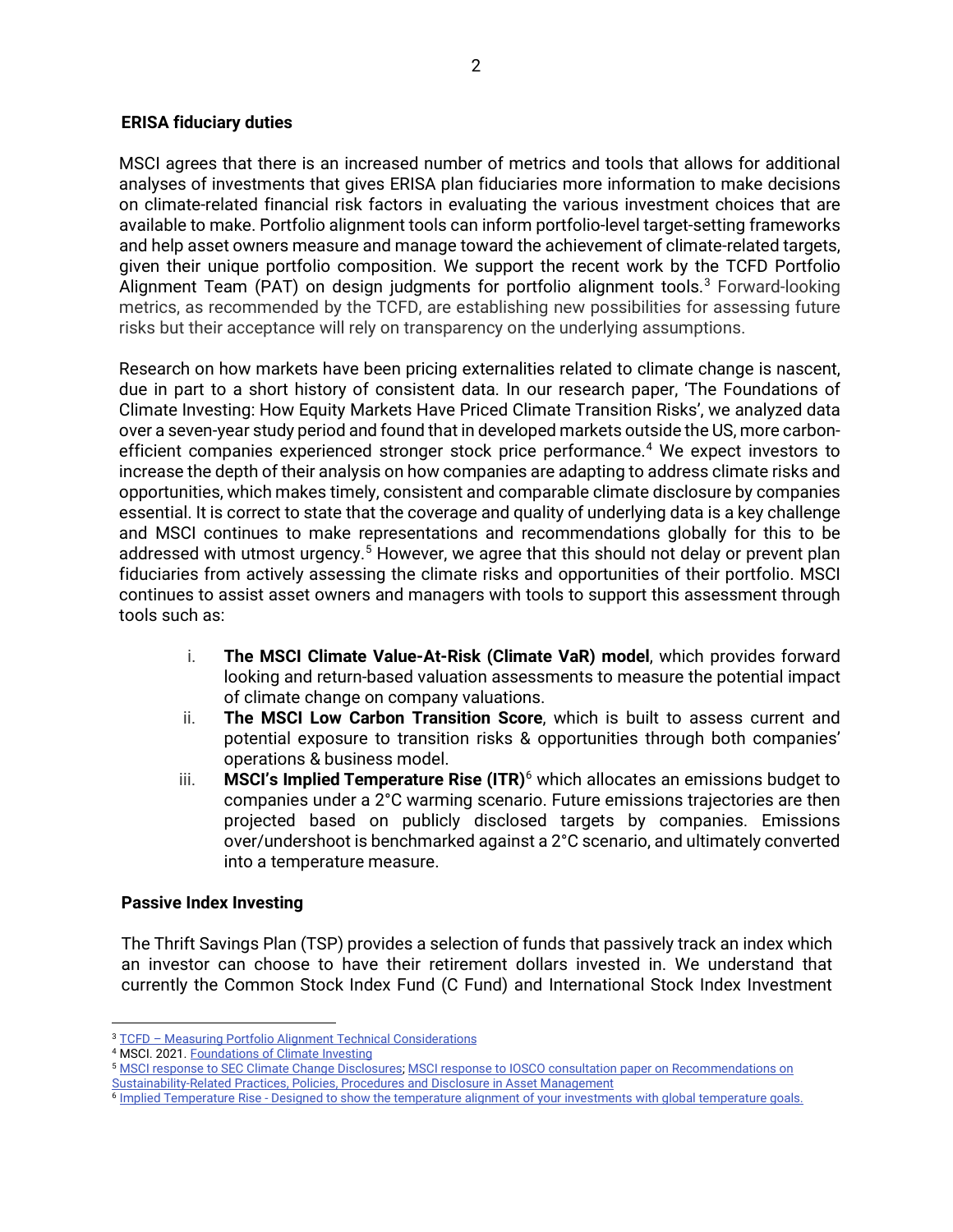**ERISA fiduciary duties**

MSCI agrees that there is an increased number of metrics and tools that allows for additional analyses of investments that gives ERISA plan fiduciaries more information to make decisions on climate-related financial risk factors in evaluating the various investment choices that are available to make. Portfolio alignment tools can inform portfolio-level target-setting frameworks and help asset owners measure and manage toward the achievement of climate-related targets, given their unique portfolio composition. We support the recent work by the TCFD Portfolio Alignment Team (PAT) on design judgments for portfolio alignment tools.[3] Forward-looking metrics, as recommended by the TCFD, are establishing new possibilities for assessing future risks but their acceptance will rely on transparency on the underlying assumptions.

Research on how markets have been pricing externalities related to climate change is nascent, due in part to a short history of consistent data. In our research paper, 'The Foundations of Climate Investing: How Equity Markets Have Priced Climate Transition Risks', we analyzed data over a seven-year study period and found that in developed markets outside the US, more carbon-efficient companies experienced stronger stock price performance.[4] We expect investors to increase the depth of their analysis on how companies are adapting to address climate risks and opportunities, which makes timely, consistent and comparable climate disclosure by companies essential. It is correct to state that the coverage and quality of underlying data is a key challenge and MSCI continues to make representations and recommendations globally for this to be addressed with utmost urgency.[5] However, we agree that this should not delay or prevent plan fiduciaries from actively assessing the climate risks and opportunities of their portfolio. MSCI continues to assist asset owners and managers with tools to support this assessment through tools such as:

i. **The MSCI Climate Value-At-Risk (Climate VaR) model**, which provides forward looking and return-based valuation assessments to measure the potential impact of climate change on company valuations.
ii. **The MSCI Low Carbon Transition Score**, which is built to assess current and potential exposure to transition risks & opportunities through both companies' operations & business model.
iii. **MSCI's Implied Temperature Rise (ITR)**[6] which allocates an emissions budget to companies under a 2°C warming scenario. Future emissions trajectories are then projected based on publicly disclosed targets by companies. Emissions over/undershoot is benchmarked against a 2°C scenario, and ultimately converted into a temperature measure.

**Passive Index Investing**

The Thrift Savings Plan (TSP) provides a selection of funds that passively track an index which an investor can choose to have their retirement dollars invested in. We understand that currently the Common Stock Index Fund (C Fund) and International Stock Index Investment

---

[3] TCFD – Measuring Portfolio Alignment Technical Considerations
[4] MSCI. 2021. Foundations of Climate Investing
[5] MSCI response to SEC Climate Change Disclosures; MSCI response to IOSCO consultation paper on Recommendations on Sustainability-Related Practices, Policies, Procedures and Disclosure in Asset Management
[6] Implied Temperature Rise - Designed to show the temperature alignment of your investments with global temperature goals.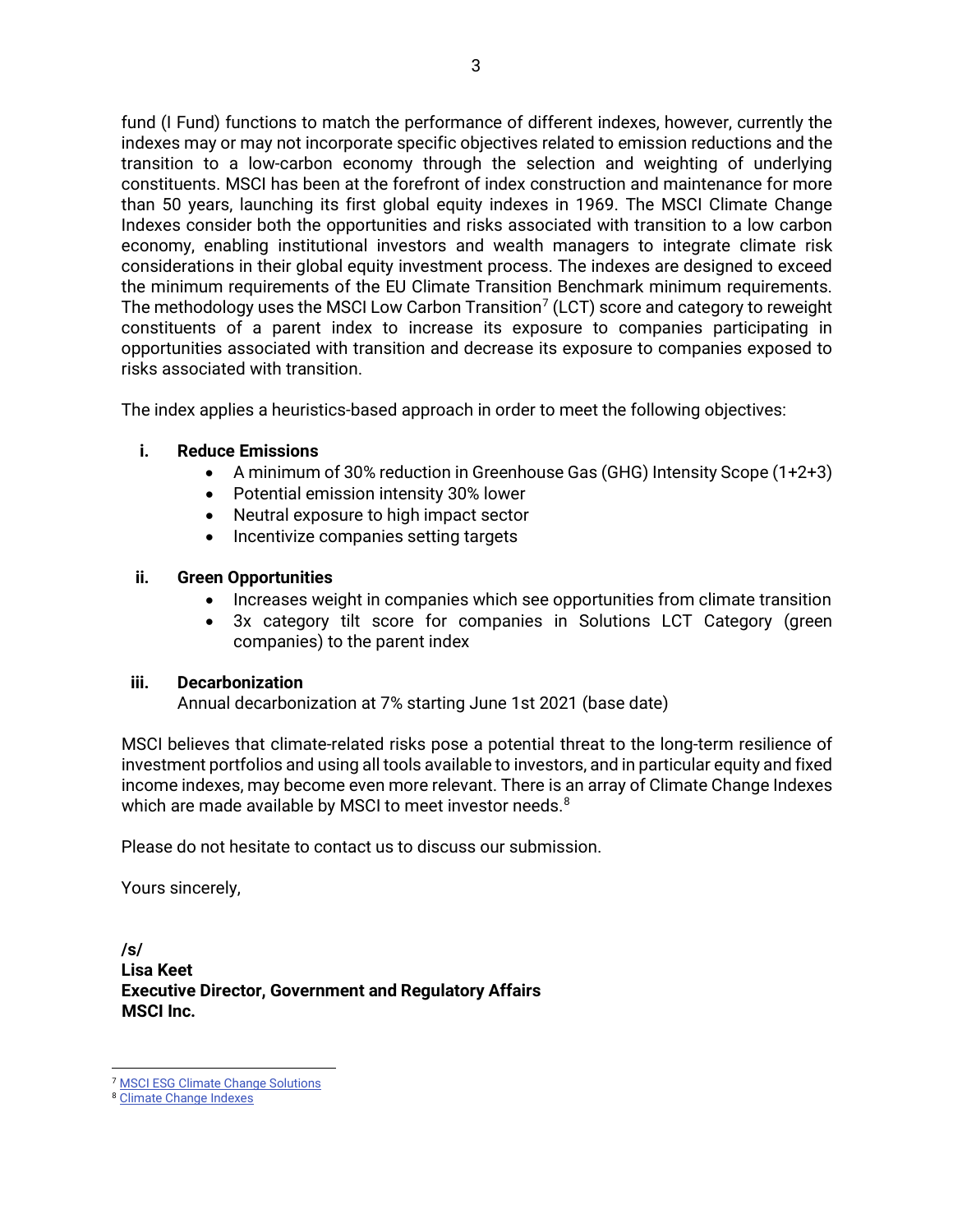fund (I Fund) functions to match the performance of different indexes, however, currently the indexes may or may not incorporate specific objectives related to emission reductions and the transition to a low-carbon economy through the selection and weighting of underlying constituents. MSCI has been at the forefront of index construction and maintenance for more than 50 years, launching its first global equity indexes in 1969. The MSCI Climate Change Indexes consider both the opportunities and risks associated with transition to a low carbon economy, enabling institutional investors and wealth managers to integrate climate risk considerations in their global equity investment process. The indexes are designed to exceed the minimum requirements of the EU Climate Transition Benchmark minimum requirements. The methodology uses the MSCI Low Carbon Transition[7] (LCT) score and category to reweight constituents of a parent index to increase its exposure to companies participating in opportunities associated with transition and decrease its exposure to companies exposed to risks associated with transition.

The index applies a heuristics-based approach in order to meet the following objectives:

i. **Reduce Emissions**
   - A minimum of 30% reduction in Greenhouse Gas (GHG) Intensity Scope (1+2+3)
   - Potential emission intensity 30% lower
   - Neutral exposure to high impact sector
   - Incentivize companies setting targets

ii. **Green Opportunities**
   - Increases weight in companies which see opportunities from climate transition
   - 3x category tilt score for companies in Solutions LCT Category (green companies) to the parent index

iii. **Decarbonization**
   Annual decarbonization at 7% starting June 1st 2021 (base date)

MSCI believes that climate-related risks pose a potential threat to the long-term resilience of investment portfolios and using all tools available to investors, and in particular equity and fixed income indexes, may become even more relevant. There is an array of Climate Change Indexes which are made available by MSCI to meet investor needs.[8]

Please do not hesitate to contact us to discuss our submission.

Yours sincerely,

**/s/**
**Lisa Keet**
**Executive Director, Government and Regulatory Affairs**
**MSCI Inc.**

---

[7] MSCI ESG Climate Change Solutions

[8] Climate Change Indexes